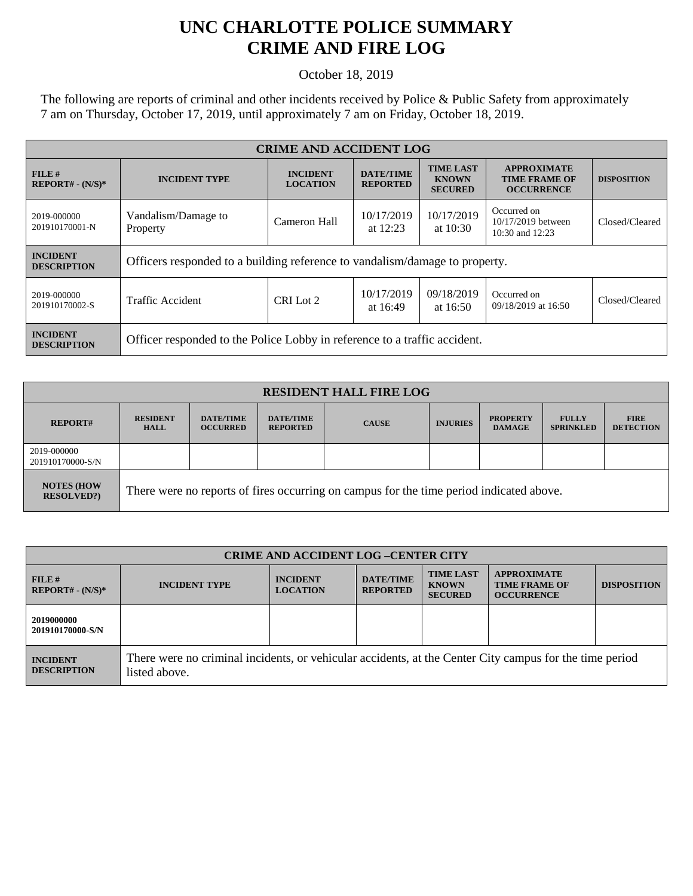# UNC CHARLOTTE POLICE SUMMARY
# CRIME AND FIRE LOG

October 18, 2019

The following are reports of criminal and other incidents received by Police & Public Safety from approximately 7 am on Thursday, October 17, 2019, until approximately 7 am on Friday, October 18, 2019.

| CRIME AND ACCIDENT LOG | | | | | | |
|---|---|---|---|---|---|---|
| **FILE # REPORT# - (N/S)*** | **INCIDENT TYPE** | **INCIDENT LOCATION** | **DATE/TIME REPORTED** | **TIME LAST KNOWN SECURED** | **APPROXIMATE TIME FRAME OF OCCURRENCE** | **DISPOSITION** |
| 2019-000000 201910170001-N | Vandalism/Damage to Property | Cameron Hall | 10/17/2019 at 12:23 | 10/17/2019 at 10:30 | Occurred on 10/17/2019 between 10:30 and 12:23 | Closed/Cleared |
| **INCIDENT DESCRIPTION** | Officers responded to a building reference to vandalism/damage to property. | | | | | |
| 2019-000000 201910170002-S | Traffic Accident | CRI Lot 2 | 10/17/2019 at 16:49 | 09/18/2019 at 16:50 | Occurred on 09/18/2019 at 16:50 | Closed/Cleared |
| **INCIDENT DESCRIPTION** | Officer responded to the Police Lobby in reference to a traffic accident. | | | | | |

| RESIDENT HALL FIRE LOG | | | | | | | | |
|---|---|---|---|---|---|---|---|---|
| **REPORT#** | **RESIDENT HALL** | **DATE/TIME OCCURRED** | **DATE/TIME REPORTED** | **CAUSE** | **INJURIES** | **PROPERTY DAMAGE** | **FULLY SPRINKLED** | **FIRE DETECTION** |
| 2019-000000 201910170000-S/N | | | | | | | | |
| **NOTES (HOW RESOLVED?)** | There were no reports of fires occurring on campus for the time period indicated above. | | | | | | | |

| CRIME AND ACCIDENT LOG –CENTER CITY | | | | | | |
|---|---|---|---|---|---|---|
| **FILE # REPORT# - (N/S)*** | **INCIDENT TYPE** | **INCIDENT LOCATION** | **DATE/TIME REPORTED** | **TIME LAST KNOWN SECURED** | **APPROXIMATE TIME FRAME OF OCCURRENCE** | **DISPOSITION** |
| **2019000000 201910170000-S/N** | | | | | | |
| **INCIDENT DESCRIPTION** | There were no criminal incidents, or vehicular accidents, at the Center City campus for the time period listed above. | | | | | |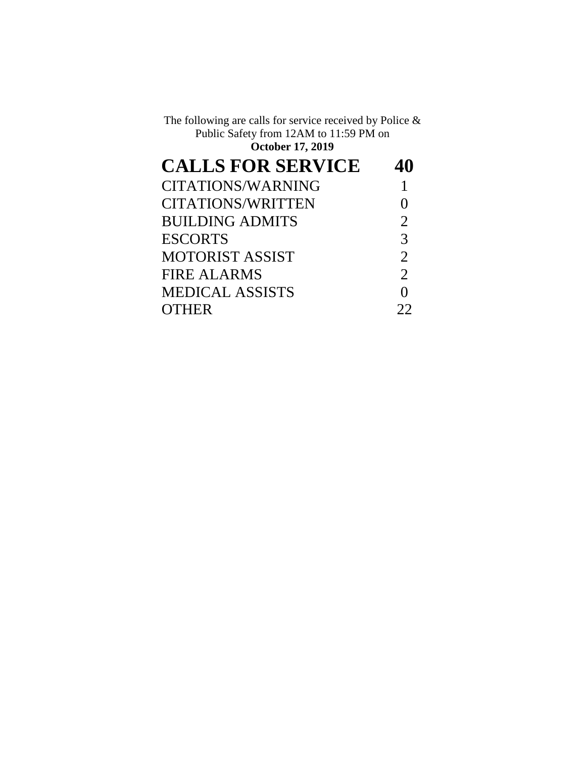The following are calls for service received by Police & Public Safety from 12AM to 11:59 PM on

**October 17, 2019**

| | |
|---|---|
| **CALLS FOR SERVICE** | **40** |
| CITATIONS/WARNING | 1 |
| CITATIONS/WRITTEN | 0 |
| BUILDING ADMITS | 2 |
| ESCORTS | 3 |
| MOTORIST ASSIST | 2 |
| FIRE ALARMS | 2 |
| MEDICAL ASSISTS | 0 |
| OTHER | 22 |